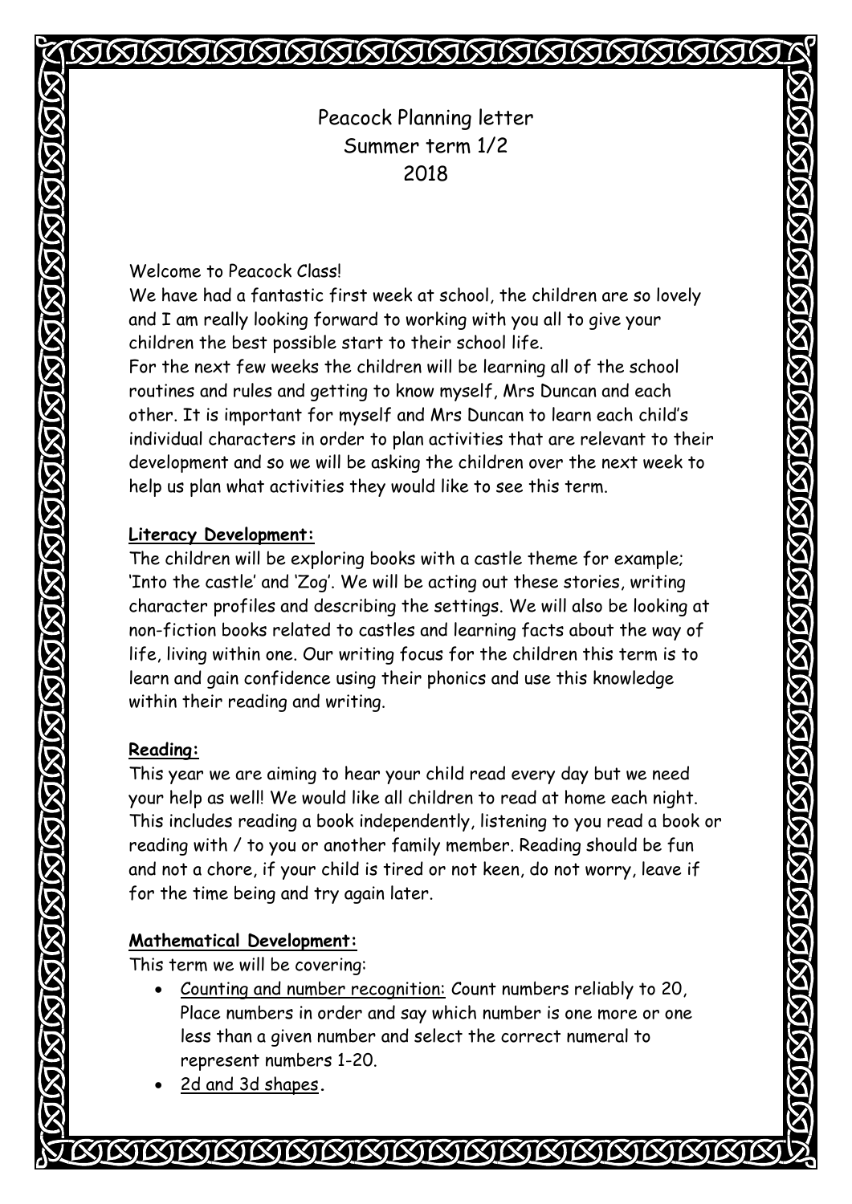# Peacock Planning letter
## Summer term 1/2
## 2018

Welcome to Peacock Class!

We have had a fantastic first week at school, the children are so lovely and I am really looking forward to working with you all to give your children the best possible start to their school life.

For the next few weeks the children will be learning all of the school routines and rules and getting to know myself, Mrs Duncan and each other. It is important for myself and Mrs Duncan to learn each child's individual characters in order to plan activities that are relevant to their development and so we will be asking the children over the next week to help us plan what activities they would like to see this term.

**Literacy Development:**

The children will be exploring books with a castle theme for example; 'Into the castle' and 'Zog'. We will be acting out these stories, writing character profiles and describing the settings. We will also be looking at non-fiction books related to castles and learning facts about the way of life, living within one. Our writing focus for the children this term is to learn and gain confidence using their phonics and use this knowledge within their reading and writing.

**Reading:**

This year we are aiming to hear your child read every day but we need your help as well! We would like all children to read at home each night. This includes reading a book independently, listening to you read a book or reading with / to you or another family member. Reading should be fun and not a chore, if your child is tired or not keen, do not worry, leave if for the time being and try again later.

**Mathematical Development:**

This term we will be covering:

- Counting and number recognition: Count numbers reliably to 20, Place numbers in order and say which number is one more or one less than a given number and select the correct numeral to represent numbers 1-20.
- 2d and 3d shapes.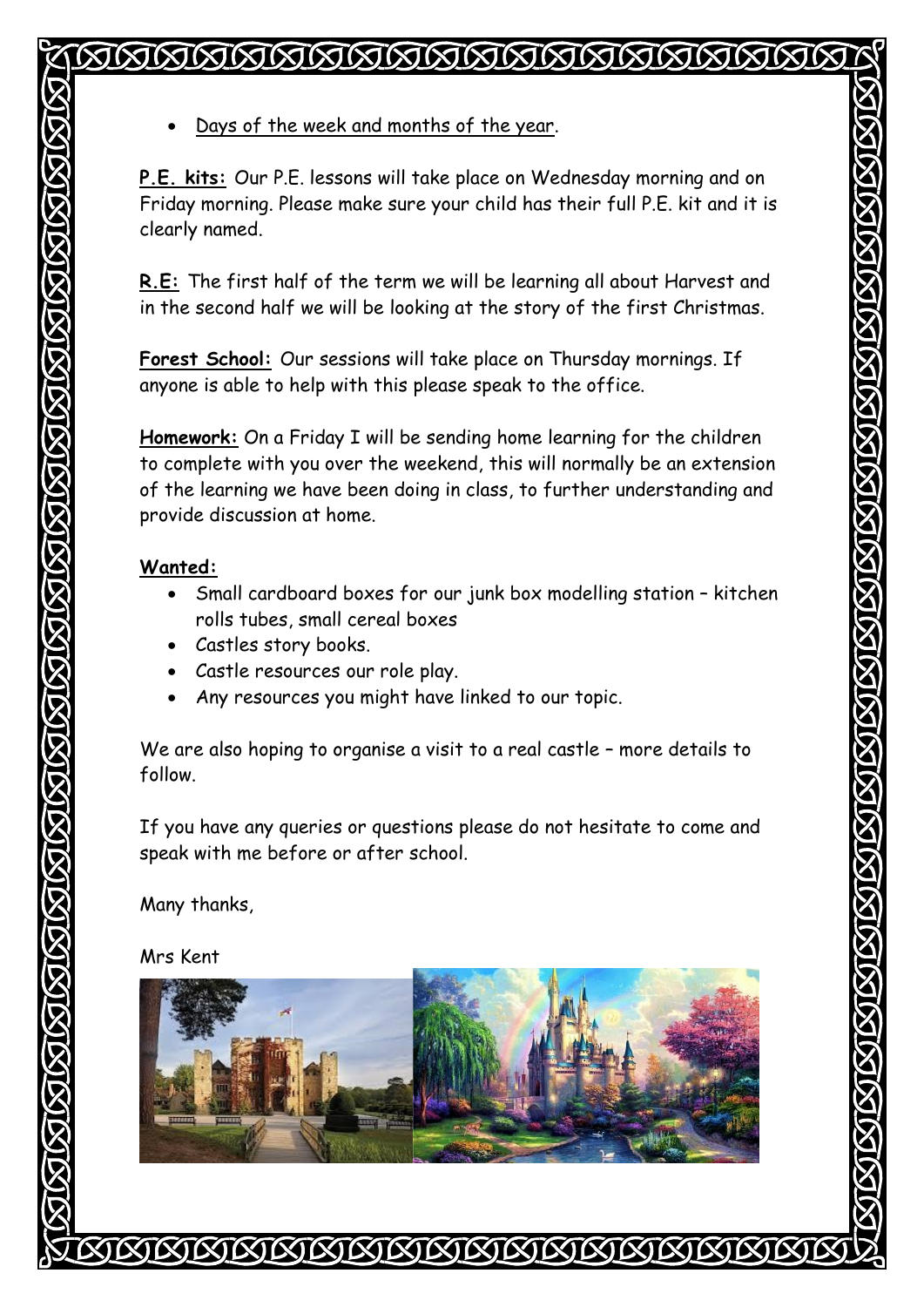- Days of the week and months of the year.

**P.E. kits:** Our P.E. lessons will take place on Wednesday morning and on Friday morning. Please make sure your child has their full P.E. kit and it is clearly named.

**R.E:** The first half of the term we will be learning all about Harvest and in the second half we will be looking at the story of the first Christmas.

**Forest School:** Our sessions will take place on Thursday mornings. If anyone is able to help with this please speak to the office.

**Homework:** On a Friday I will be sending home learning for the children to complete with you over the weekend, this will normally be an extension of the learning we have been doing in class, to further understanding and provide discussion at home.

**Wanted:**

- Small cardboard boxes for our junk box modelling station – kitchen rolls tubes, small cereal boxes
- Castles story books.
- Castle resources our role play.
- Any resources you might have linked to our topic.

We are also hoping to organise a visit to a real castle – more details to follow.

If you have any queries or questions please do not hesitate to come and speak with me before or after school.

Many thanks,

Mrs Kent